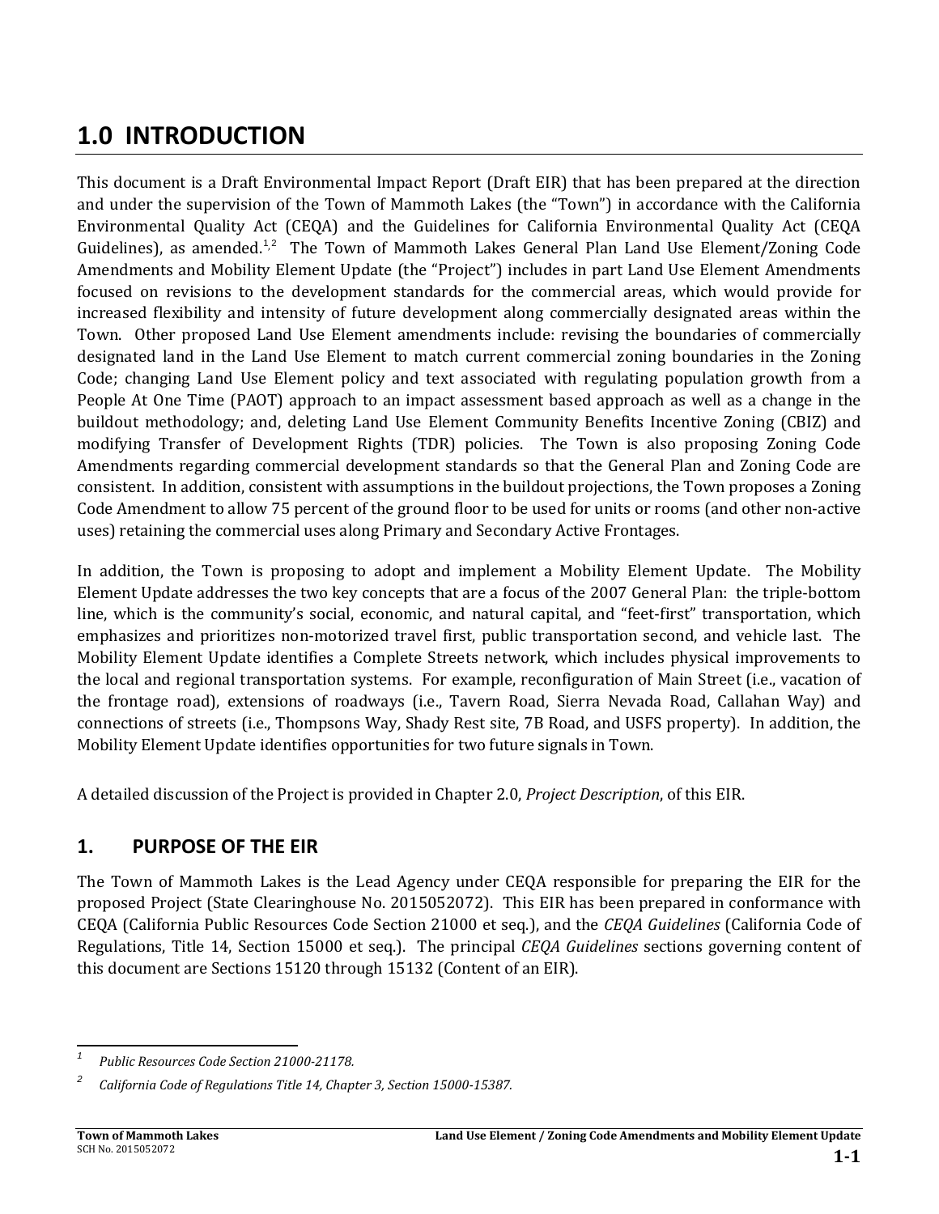# 1.0 INTRODUCTION

This document is a Draft Environmental Impact Report (Draft EIR) that has been prepared at the direction and under the supervision of the Town of Mammoth Lakes (the "Town") in accordance with the California Environmental Quality Act (CEQA) and the Guidelines for California Environmental Quality Act (CEQA Guidelines), as amended.[1,2] The Town of Mammoth Lakes General Plan Land Use Element/Zoning Code Amendments and Mobility Element Update (the "Project") includes in part Land Use Element Amendments focused on revisions to the development standards for the commercial areas, which would provide for increased flexibility and intensity of future development along commercially designated areas within the Town. Other proposed Land Use Element amendments include: revising the boundaries of commercially designated land in the Land Use Element to match current commercial zoning boundaries in the Zoning Code; changing Land Use Element policy and text associated with regulating population growth from a People At One Time (PAOT) approach to an impact assessment based approach as well as a change in the buildout methodology; and, deleting Land Use Element Community Benefits Incentive Zoning (CBIZ) and modifying Transfer of Development Rights (TDR) policies. The Town is also proposing Zoning Code Amendments regarding commercial development standards so that the General Plan and Zoning Code are consistent. In addition, consistent with assumptions in the buildout projections, the Town proposes a Zoning Code Amendment to allow 75 percent of the ground floor to be used for units or rooms (and other non-active uses) retaining the commercial uses along Primary and Secondary Active Frontages.

In addition, the Town is proposing to adopt and implement a Mobility Element Update. The Mobility Element Update addresses the two key concepts that are a focus of the 2007 General Plan: the triple-bottom line, which is the community's social, economic, and natural capital, and "feet-first" transportation, which emphasizes and prioritizes non-motorized travel first, public transportation second, and vehicle last. The Mobility Element Update identifies a Complete Streets network, which includes physical improvements to the local and regional transportation systems. For example, reconfiguration of Main Street (i.e., vacation of the frontage road), extensions of roadways (i.e., Tavern Road, Sierra Nevada Road, Callahan Way) and connections of streets (i.e., Thompsons Way, Shady Rest site, 7B Road, and USFS property). In addition, the Mobility Element Update identifies opportunities for two future signals in Town.

A detailed discussion of the Project is provided in Chapter 2.0, *Project Description*, of this EIR.

## 1. PURPOSE OF THE EIR

The Town of Mammoth Lakes is the Lead Agency under CEQA responsible for preparing the EIR for the proposed Project (State Clearinghouse No. 2015052072). This EIR has been prepared in conformance with CEQA (California Public Resources Code Section 21000 et seq.), and the *CEQA Guidelines* (California Code of Regulations, Title 14, Section 15000 et seq.). The principal *CEQA Guidelines* sections governing content of this document are Sections 15120 through 15132 (Content of an EIR).

---

[1] *Public Resources Code Section 21000-21178.*

[2] *California Code of Regulations Title 14, Chapter 3, Section 15000-15387.*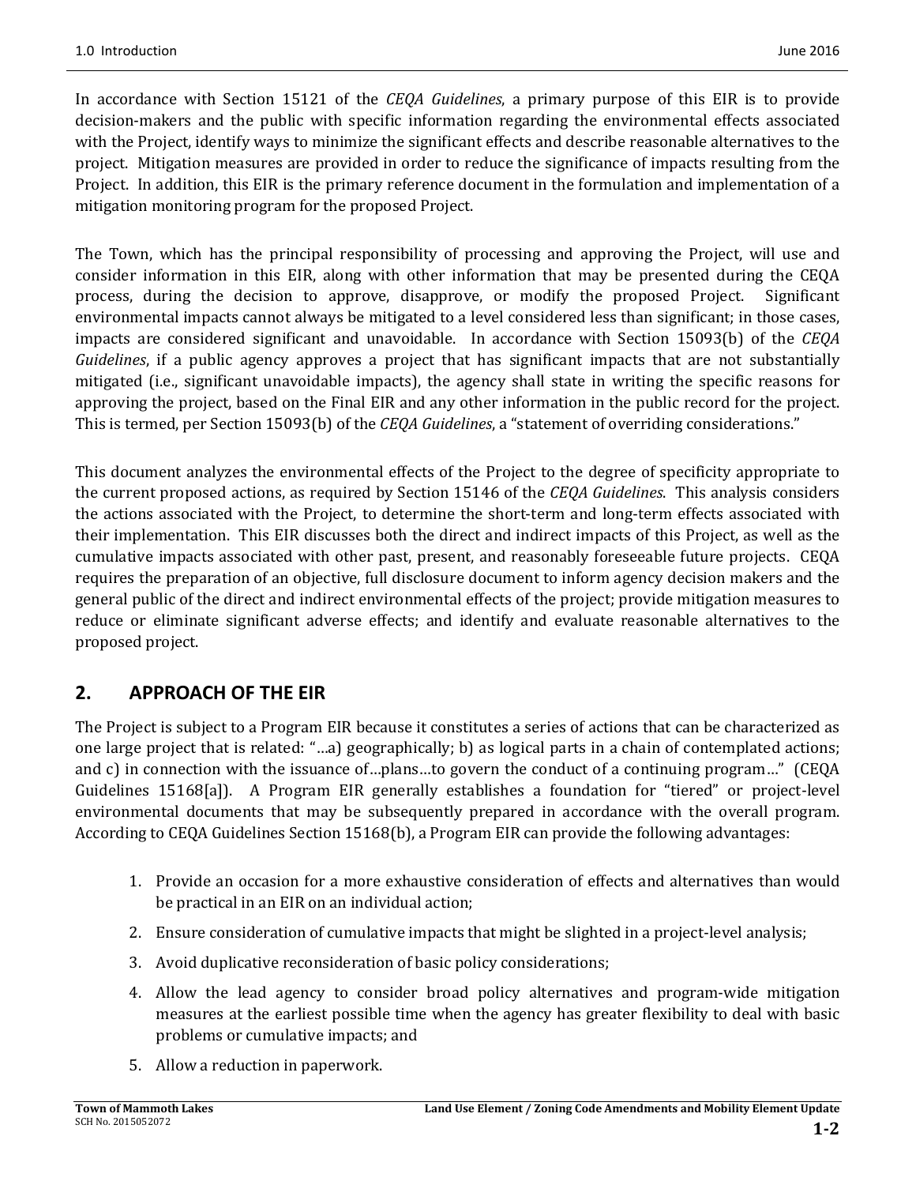In accordance with Section 15121 of the *CEQA Guidelines*, a primary purpose of this EIR is to provide decision-makers and the public with specific information regarding the environmental effects associated with the Project, identify ways to minimize the significant effects and describe reasonable alternatives to the project. Mitigation measures are provided in order to reduce the significance of impacts resulting from the Project. In addition, this EIR is the primary reference document in the formulation and implementation of a mitigation monitoring program for the proposed Project.

The Town, which has the principal responsibility of processing and approving the Project, will use and consider information in this EIR, along with other information that may be presented during the CEQA process, during the decision to approve, disapprove, or modify the proposed Project. Significant environmental impacts cannot always be mitigated to a level considered less than significant; in those cases, impacts are considered significant and unavoidable. In accordance with Section 15093(b) of the *CEQA Guidelines*, if a public agency approves a project that has significant impacts that are not substantially mitigated (i.e., significant unavoidable impacts), the agency shall state in writing the specific reasons for approving the project, based on the Final EIR and any other information in the public record for the project. This is termed, per Section 15093(b) of the *CEQA Guidelines*, a "statement of overriding considerations."

This document analyzes the environmental effects of the Project to the degree of specificity appropriate to the current proposed actions, as required by Section 15146 of the *CEQA Guidelines*. This analysis considers the actions associated with the Project, to determine the short-term and long-term effects associated with their implementation. This EIR discusses both the direct and indirect impacts of this Project, as well as the cumulative impacts associated with other past, present, and reasonably foreseeable future projects. CEQA requires the preparation of an objective, full disclosure document to inform agency decision makers and the general public of the direct and indirect environmental effects of the project; provide mitigation measures to reduce or eliminate significant adverse effects; and identify and evaluate reasonable alternatives to the proposed project.

## 2. APPROACH OF THE EIR

The Project is subject to a Program EIR because it constitutes a series of actions that can be characterized as one large project that is related: "…a) geographically; b) as logical parts in a chain of contemplated actions; and c) in connection with the issuance of…plans…to govern the conduct of a continuing program…" (CEQA Guidelines 15168[a]). A Program EIR generally establishes a foundation for "tiered" or project-level environmental documents that may be subsequently prepared in accordance with the overall program. According to CEQA Guidelines Section 15168(b), a Program EIR can provide the following advantages:

1. Provide an occasion for a more exhaustive consideration of effects and alternatives than would be practical in an EIR on an individual action;
2. Ensure consideration of cumulative impacts that might be slighted in a project-level analysis;
3. Avoid duplicative reconsideration of basic policy considerations;
4. Allow the lead agency to consider broad policy alternatives and program-wide mitigation measures at the earliest possible time when the agency has greater flexibility to deal with basic problems or cumulative impacts; and
5. Allow a reduction in paperwork.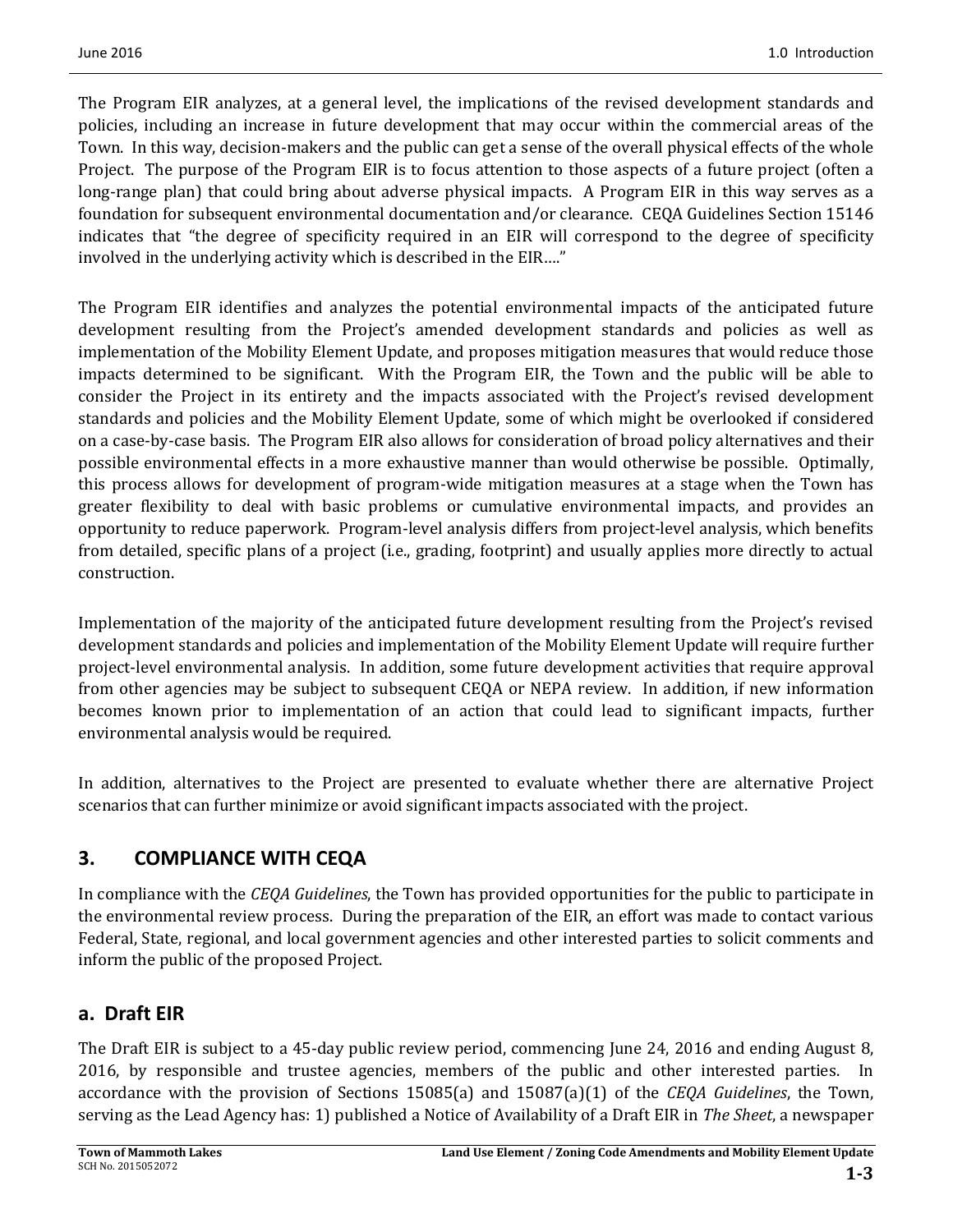The Program EIR analyzes, at a general level, the implications of the revised development standards and policies, including an increase in future development that may occur within the commercial areas of the Town. In this way, decision-makers and the public can get a sense of the overall physical effects of the whole Project. The purpose of the Program EIR is to focus attention to those aspects of a future project (often a long-range plan) that could bring about adverse physical impacts. A Program EIR in this way serves as a foundation for subsequent environmental documentation and/or clearance. CEQA Guidelines Section 15146 indicates that "the degree of specificity required in an EIR will correspond to the degree of specificity involved in the underlying activity which is described in the EIR…."

The Program EIR identifies and analyzes the potential environmental impacts of the anticipated future development resulting from the Project's amended development standards and policies as well as implementation of the Mobility Element Update, and proposes mitigation measures that would reduce those impacts determined to be significant. With the Program EIR, the Town and the public will be able to consider the Project in its entirety and the impacts associated with the Project's revised development standards and policies and the Mobility Element Update, some of which might be overlooked if considered on a case-by-case basis. The Program EIR also allows for consideration of broad policy alternatives and their possible environmental effects in a more exhaustive manner than would otherwise be possible. Optimally, this process allows for development of program-wide mitigation measures at a stage when the Town has greater flexibility to deal with basic problems or cumulative environmental impacts, and provides an opportunity to reduce paperwork. Program-level analysis differs from project-level analysis, which benefits from detailed, specific plans of a project (i.e., grading, footprint) and usually applies more directly to actual construction.

Implementation of the majority of the anticipated future development resulting from the Project's revised development standards and policies and implementation of the Mobility Element Update will require further project-level environmental analysis. In addition, some future development activities that require approval from other agencies may be subject to subsequent CEQA or NEPA review. In addition, if new information becomes known prior to implementation of an action that could lead to significant impacts, further environmental analysis would be required.

In addition, alternatives to the Project are presented to evaluate whether there are alternative Project scenarios that can further minimize or avoid significant impacts associated with the project.

## 3. COMPLIANCE WITH CEQA

In compliance with the *CEQA Guidelines*, the Town has provided opportunities for the public to participate in the environmental review process. During the preparation of the EIR, an effort was made to contact various Federal, State, regional, and local government agencies and other interested parties to solicit comments and inform the public of the proposed Project.

### a. Draft EIR

The Draft EIR is subject to a 45-day public review period, commencing June 24, 2016 and ending August 8, 2016, by responsible and trustee agencies, members of the public and other interested parties. In accordance with the provision of Sections 15085(a) and 15087(a)(1) of the *CEQA Guidelines*, the Town, serving as the Lead Agency has: 1) published a Notice of Availability of a Draft EIR in *The Sheet*, a newspaper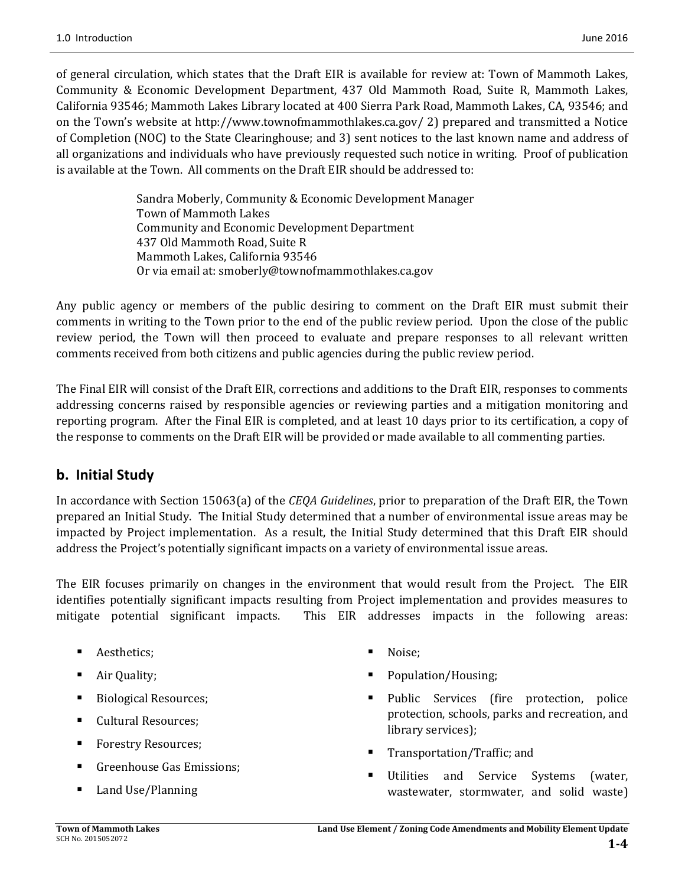of general circulation, which states that the Draft EIR is available for review at: Town of Mammoth Lakes, Community & Economic Development Department, 437 Old Mammoth Road, Suite R, Mammoth Lakes, California 93546; Mammoth Lakes Library located at 400 Sierra Park Road, Mammoth Lakes, CA, 93546; and on the Town's website at http://www.townofmammothlakes.ca.gov/ 2) prepared and transmitted a Notice of Completion (NOC) to the State Clearinghouse; and 3) sent notices to the last known name and address of all organizations and individuals who have previously requested such notice in writing. Proof of publication is available at the Town. All comments on the Draft EIR should be addressed to:

> Sandra Moberly, Community & Economic Development Manager
> Town of Mammoth Lakes
> Community and Economic Development Department
> 437 Old Mammoth Road, Suite R
> Mammoth Lakes, California 93546
> Or via email at: smoberly@townofmammothlakes.ca.gov

Any public agency or members of the public desiring to comment on the Draft EIR must submit their comments in writing to the Town prior to the end of the public review period. Upon the close of the public review period, the Town will then proceed to evaluate and prepare responses to all relevant written comments received from both citizens and public agencies during the public review period.

The Final EIR will consist of the Draft EIR, corrections and additions to the Draft EIR, responses to comments addressing concerns raised by responsible agencies or reviewing parties and a mitigation monitoring and reporting program. After the Final EIR is completed, and at least 10 days prior to its certification, a copy of the response to comments on the Draft EIR will be provided or made available to all commenting parties.

## b. Initial Study

In accordance with Section 15063(a) of the *CEQA Guidelines*, prior to preparation of the Draft EIR, the Town prepared an Initial Study. The Initial Study determined that a number of environmental issue areas may be impacted by Project implementation. As a result, the Initial Study determined that this Draft EIR should address the Project's potentially significant impacts on a variety of environmental issue areas.

The EIR focuses primarily on changes in the environment that would result from the Project. The EIR identifies potentially significant impacts resulting from Project implementation and provides measures to mitigate potential significant impacts. This EIR addresses impacts in the following areas:

- Aesthetics;
- Air Quality;
- Biological Resources;
- Cultural Resources;
- Forestry Resources;
- Greenhouse Gas Emissions;
- Land Use/Planning
- Noise;
- Population/Housing;
- Public Services (fire protection, police protection, schools, parks and recreation, and library services);
- Transportation/Traffic; and
- Utilities and Service Systems (water, wastewater, stormwater, and solid waste)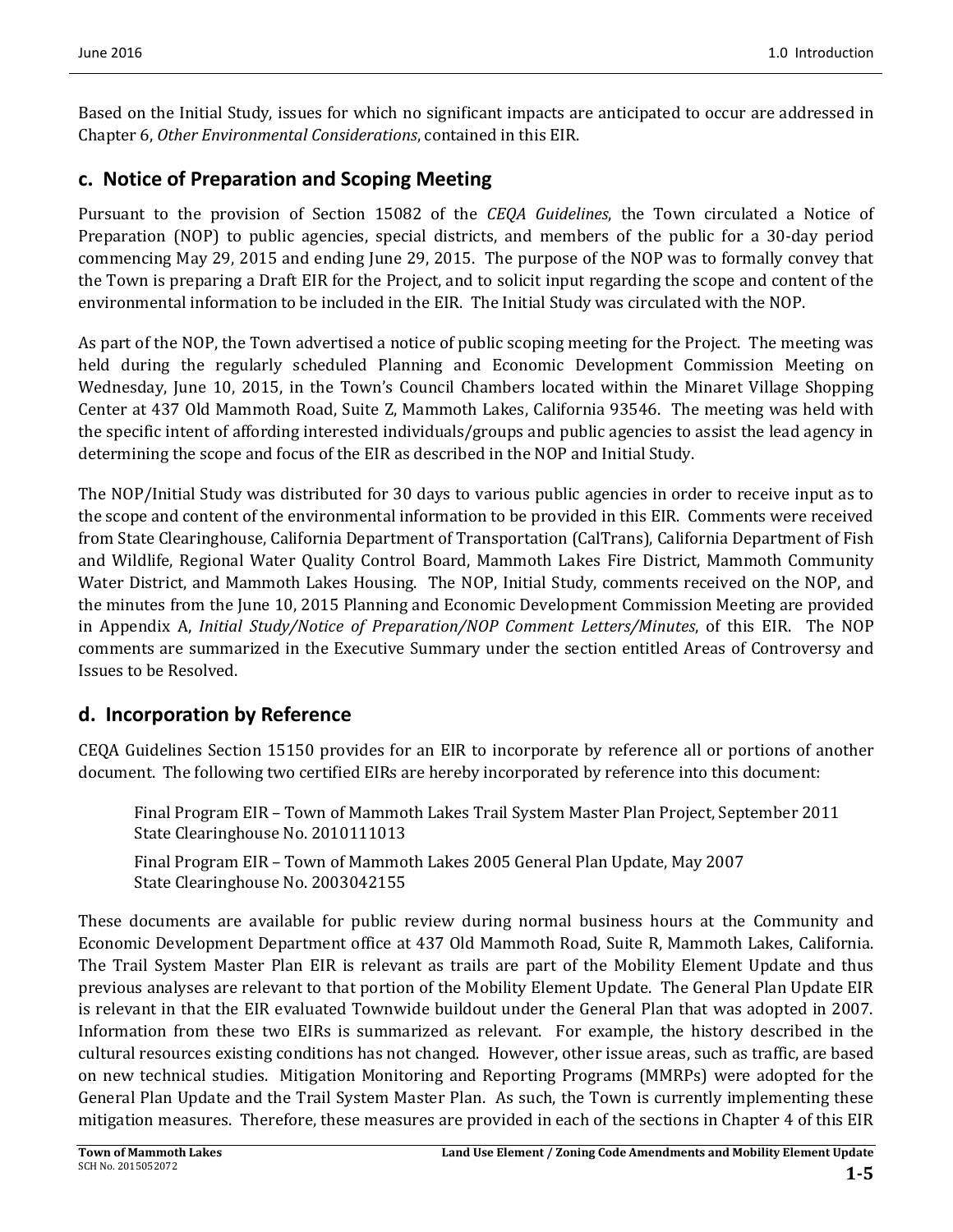Based on the Initial Study, issues for which no significant impacts are anticipated to occur are addressed in Chapter 6, *Other Environmental Considerations*, contained in this EIR.

## c. Notice of Preparation and Scoping Meeting

Pursuant to the provision of Section 15082 of the *CEQA Guidelines*, the Town circulated a Notice of Preparation (NOP) to public agencies, special districts, and members of the public for a 30-day period commencing May 29, 2015 and ending June 29, 2015. The purpose of the NOP was to formally convey that the Town is preparing a Draft EIR for the Project, and to solicit input regarding the scope and content of the environmental information to be included in the EIR. The Initial Study was circulated with the NOP.

As part of the NOP, the Town advertised a notice of public scoping meeting for the Project. The meeting was held during the regularly scheduled Planning and Economic Development Commission Meeting on Wednesday, June 10, 2015, in the Town's Council Chambers located within the Minaret Village Shopping Center at 437 Old Mammoth Road, Suite Z, Mammoth Lakes, California 93546. The meeting was held with the specific intent of affording interested individuals/groups and public agencies to assist the lead agency in determining the scope and focus of the EIR as described in the NOP and Initial Study.

The NOP/Initial Study was distributed for 30 days to various public agencies in order to receive input as to the scope and content of the environmental information to be provided in this EIR. Comments were received from State Clearinghouse, California Department of Transportation (CalTrans), California Department of Fish and Wildlife, Regional Water Quality Control Board, Mammoth Lakes Fire District, Mammoth Community Water District, and Mammoth Lakes Housing. The NOP, Initial Study, comments received on the NOP, and the minutes from the June 10, 2015 Planning and Economic Development Commission Meeting are provided in Appendix A, *Initial Study/Notice of Preparation/NOP Comment Letters/Minutes*, of this EIR. The NOP comments are summarized in the Executive Summary under the section entitled Areas of Controversy and Issues to be Resolved.

## d. Incorporation by Reference

CEQA Guidelines Section 15150 provides for an EIR to incorporate by reference all or portions of another document. The following two certified EIRs are hereby incorporated by reference into this document:

> Final Program EIR – Town of Mammoth Lakes Trail System Master Plan Project, September 2011
> State Clearinghouse No. 2010111013
>
> Final Program EIR – Town of Mammoth Lakes 2005 General Plan Update, May 2007
> State Clearinghouse No. 2003042155

These documents are available for public review during normal business hours at the Community and Economic Development Department office at 437 Old Mammoth Road, Suite R, Mammoth Lakes, California. The Trail System Master Plan EIR is relevant as trails are part of the Mobility Element Update and thus previous analyses are relevant to that portion of the Mobility Element Update. The General Plan Update EIR is relevant in that the EIR evaluated Townwide buildout under the General Plan that was adopted in 2007. Information from these two EIRs is summarized as relevant. For example, the history described in the cultural resources existing conditions has not changed. However, other issue areas, such as traffic, are based on new technical studies. Mitigation Monitoring and Reporting Programs (MMRPs) were adopted for the General Plan Update and the Trail System Master Plan. As such, the Town is currently implementing these mitigation measures. Therefore, these measures are provided in each of the sections in Chapter 4 of this EIR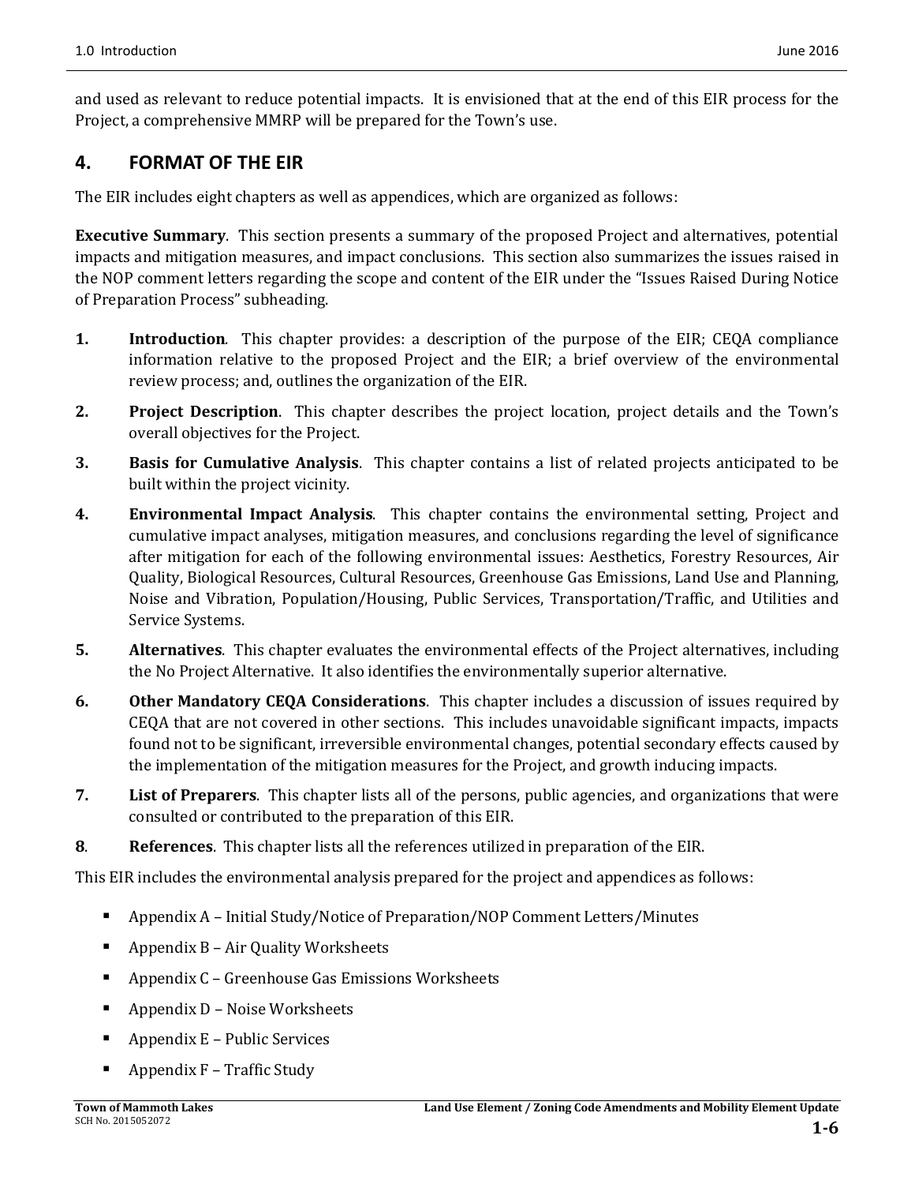and used as relevant to reduce potential impacts. It is envisioned that at the end of this EIR process for the Project, a comprehensive MMRP will be prepared for the Town's use.

## 4. FORMAT OF THE EIR

The EIR includes eight chapters as well as appendices, which are organized as follows:

**Executive Summary**. This section presents a summary of the proposed Project and alternatives, potential impacts and mitigation measures, and impact conclusions. This section also summarizes the issues raised in the NOP comment letters regarding the scope and content of the EIR under the "Issues Raised During Notice of Preparation Process" subheading.

1. **Introduction**. This chapter provides: a description of the purpose of the EIR; CEQA compliance information relative to the proposed Project and the EIR; a brief overview of the environmental review process; and, outlines the organization of the EIR.
2. **Project Description**. This chapter describes the project location, project details and the Town's overall objectives for the Project.
3. **Basis for Cumulative Analysis**. This chapter contains a list of related projects anticipated to be built within the project vicinity.
4. **Environmental Impact Analysis**. This chapter contains the environmental setting, Project and cumulative impact analyses, mitigation measures, and conclusions regarding the level of significance after mitigation for each of the following environmental issues: Aesthetics, Forestry Resources, Air Quality, Biological Resources, Cultural Resources, Greenhouse Gas Emissions, Land Use and Planning, Noise and Vibration, Population/Housing, Public Services, Transportation/Traffic, and Utilities and Service Systems.
5. **Alternatives**. This chapter evaluates the environmental effects of the Project alternatives, including the No Project Alternative. It also identifies the environmentally superior alternative.
6. **Other Mandatory CEQA Considerations**. This chapter includes a discussion of issues required by CEQA that are not covered in other sections. This includes unavoidable significant impacts, impacts found not to be significant, irreversible environmental changes, potential secondary effects caused by the implementation of the mitigation measures for the Project, and growth inducing impacts.
7. **List of Preparers**. This chapter lists all of the persons, public agencies, and organizations that were consulted or contributed to the preparation of this EIR.
8. **References**. This chapter lists all the references utilized in preparation of the EIR.

This EIR includes the environmental analysis prepared for the project and appendices as follows:

- Appendix A – Initial Study/Notice of Preparation/NOP Comment Letters/Minutes
- Appendix B – Air Quality Worksheets
- Appendix C – Greenhouse Gas Emissions Worksheets
- Appendix D – Noise Worksheets
- Appendix E – Public Services
- Appendix F – Traffic Study